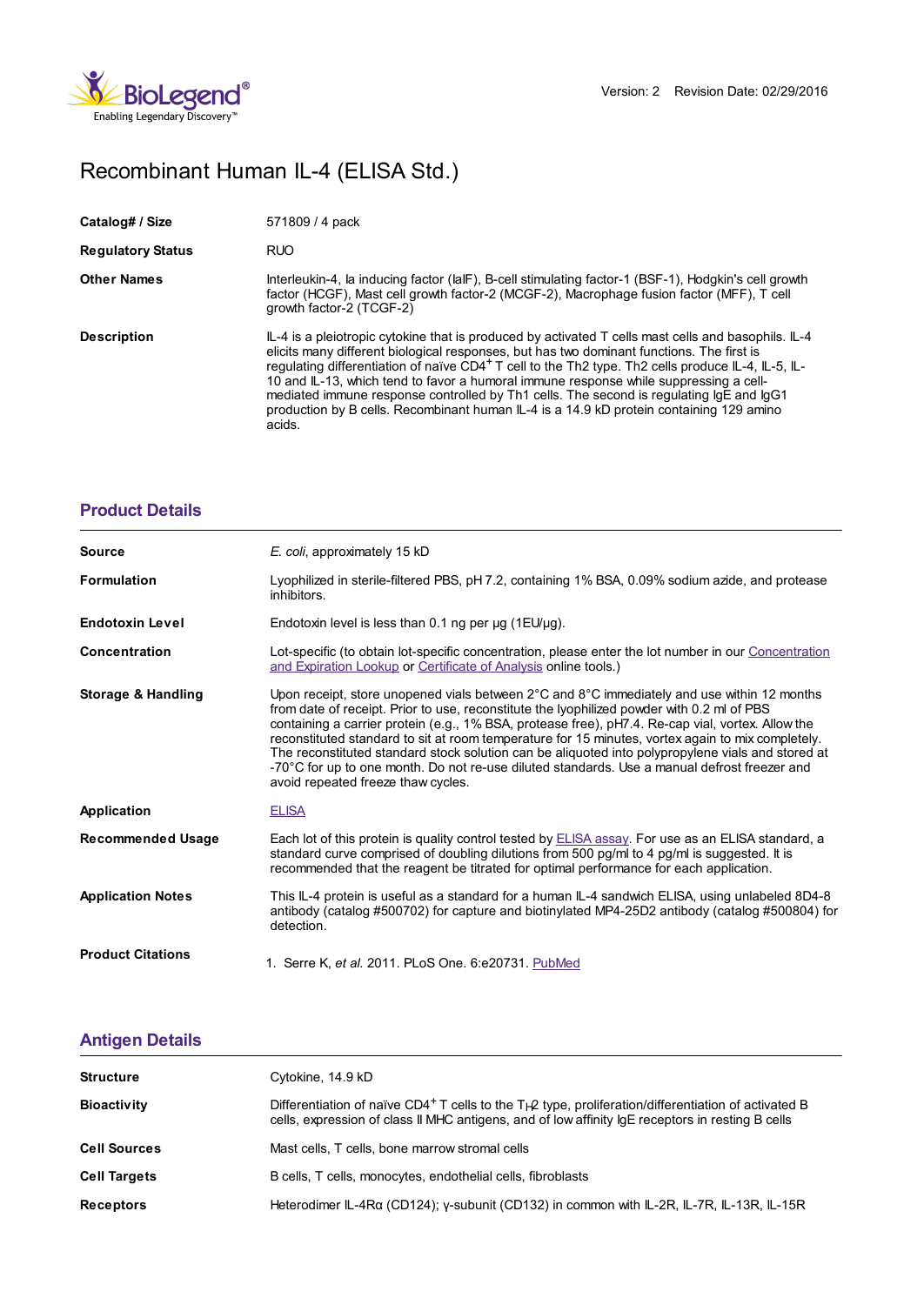Version: 2 Revision Date: 02/29/2016

# Recombinant Human IL-4 (ELISA Std.)

| | |
|---|---|
| **Catalog# / Size** | 571809 / 4 pack |
| **Regulatory Status** | RUO |
| **Other Names** | Interleukin-4, Ia inducing factor (IaIF), B-cell stimulating factor-1 (BSF-1), Hodgkin's cell growth factor (HCGF), Mast cell growth factor-2 (MCGF-2), Macrophage fusion factor (MFF), T cell growth factor-2 (TCGF-2) |
| **Description** | IL-4 is a pleiotropic cytokine that is produced by activated T cells mast cells and basophils. IL-4 elicits many different biological responses, but has two dominant functions. The first is regulating differentiation of naïve CD4$^+$ T cell to the Th2 type. Th2 cells produce IL-4, IL-5, IL-10 and IL-13, which tend to favor a humoral immune response while suppressing a cell-mediated immune response controlled by Th1 cells. The second is regulating IgE and IgG1 production by B cells. Recombinant human IL-4 is a 14.9 kD protein containing 129 amino acids. |

## Product Details

| | |
|---|---|
| **Source** | *E. coli*, approximately 15 kD |
| **Formulation** | Lyophilized in sterile-filtered PBS, pH 7.2, containing 1% BSA, 0.09% sodium azide, and protease inhibitors. |
| **Endotoxin Level** | Endotoxin level is less than 0.1 ng per µg (1EU/µg). |
| **Concentration** | Lot-specific (to obtain lot-specific concentration, please enter the lot number in our Concentration and Expiration Lookup or Certificate of Analysis online tools.) |
| **Storage & Handling** | Upon receipt, store unopened vials between 2°C and 8°C immediately and use within 12 months from date of receipt. Prior to use, reconstitute the lyophilized powder with 0.2 ml of PBS containing a carrier protein (e.g., 1% BSA, protease free), pH7.4. Re-cap vial, vortex. Allow the reconstituted standard to sit at room temperature for 15 minutes, vortex again to mix completely. The reconstituted standard stock solution can be aliquoted into polypropylene vials and stored at -70°C for up to one month. Do not re-use diluted standards. Use a manual defrost freezer and avoid repeated freeze thaw cycles. |
| **Application** | ELISA |
| **Recommended Usage** | Each lot of this protein is quality control tested by ELISA assay. For use as an ELISA standard, a standard curve comprised of doubling dilutions from 500 pg/ml to 4 pg/ml is suggested. It is recommended that the reagent be titrated for optimal performance for each application. |
| **Application Notes** | This IL-4 protein is useful as a standard for a human IL-4 sandwich ELISA, using unlabeled 8D4-8 antibody (catalog #500702) for capture and biotinylated MP4-25D2 antibody (catalog #500804) for detection. |
| **Product Citations** | 1. Serre K, *et al.* 2011. PLoS One. 6:e20731. PubMed |

## Antigen Details

| | |
|---|---|
| **Structure** | Cytokine, 14.9 kD |
| **Bioactivity** | Differentiation of naïve CD4$^+$ T cells to the $T_H2$ type, proliferation/differentiation of activated B cells, expression of class II MHC antigens, and of low affinity IgE receptors in resting B cells |
| **Cell Sources** | Mast cells, T cells, bone marrow stromal cells |
| **Cell Targets** | B cells, T cells, monocytes, endothelial cells, fibroblasts |
| **Receptors** | Heterodimer IL-4Rα (CD124); γ-subunit (CD132) in common with IL-2R, IL-7R, IL-13R, IL-15R |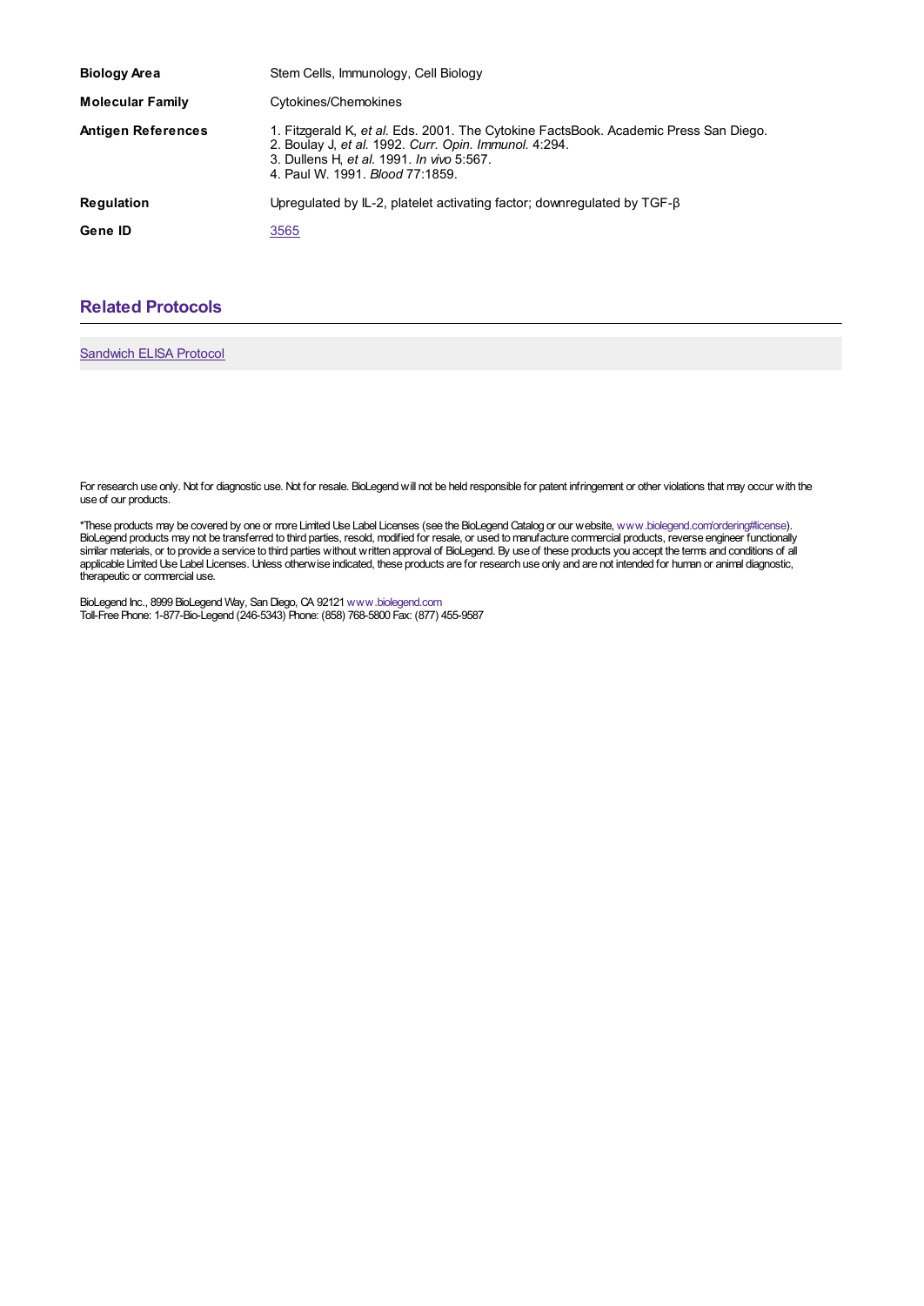| | |
|---|---|
| **Biology Area** | Stem Cells, Immunology, Cell Biology |
| **Molecular Family** | Cytokines/Chemokines |
| **Antigen References** | 1. Fitzgerald K, *et al.* Eds. 2001. The Cytokine FactsBook. Academic Press San Diego.<br>2. Boulay J, *et al.* 1992. *Curr. Opin. Immunol.* 4:294.<br>3. Dullens H, *et al.* 1991. *In vivo* 5:567.<br>4. Paul W. 1991. *Blood* 77:1859. |
| **Regulation** | Upregulated by IL-2, platelet activating factor; downregulated by TGF-β |
| **Gene ID** | 3565 |

## Related Protocols

Sandwich ELISA Protocol

For research use only. Not for diagnostic use. Not for resale. BioLegend will not be held responsible for patent infringement or other violations that may occur with the use of our products.

*These products may be covered by one or more Limited Use Label Licenses (see the BioLegend Catalog or our website, www.biolegend.com/ordering#license). BioLegend products may not be transferred to third parties, resold, modified for resale, or used to manufacture commercial products, reverse engineer functionally similar materials, or to provide a service to third parties without written approval of BioLegend. By use of these products you accept the terms and conditions of all applicable Limited Use Label Licenses. Unless otherwise indicated, these products are for research use only and are not intended for human or animal diagnostic, therapeutic or commercial use.

BioLegend Inc., 8999 BioLegend Way, San Diego, CA 92121 www.biolegend.com
Toll-Free Phone: 1-877-Bio-Legend (246-5343) Phone: (858) 768-5800 Fax: (877) 455-9587